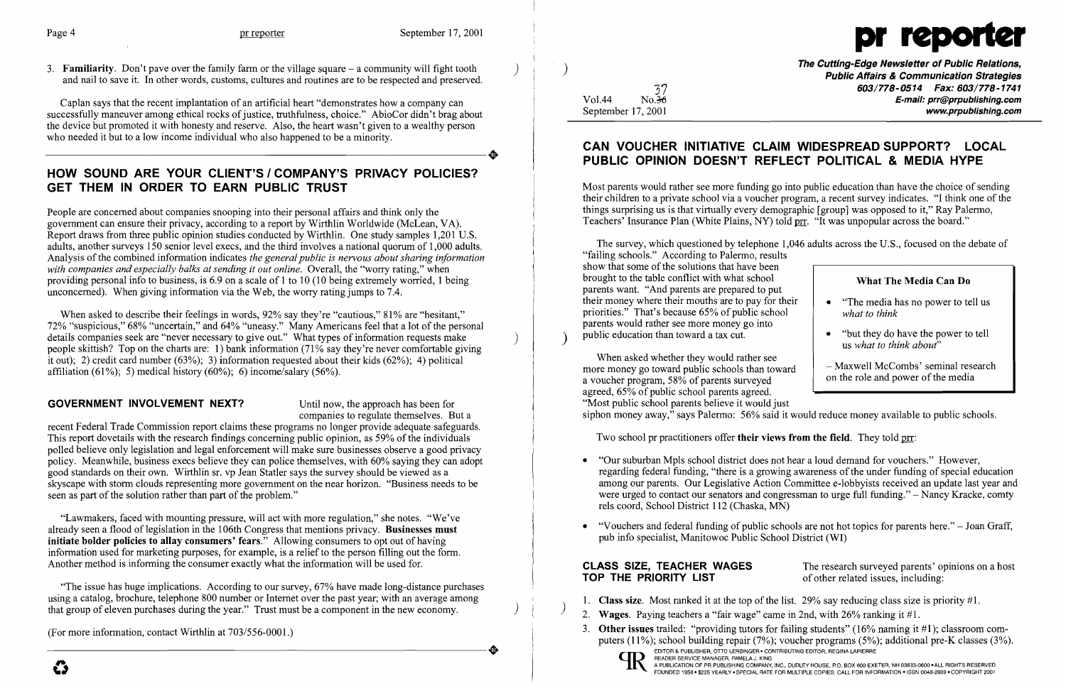3. **Familiarity**. Don't pave over the family farm or the village square – a community will fight tooth and nail to save it. In other words, customs, cultures and routines are to be respected and preserved.

Caplan says that the recent implantation of an artificial heart "demonstrates how a company can successfully maneuver among ethical rocks of justice, truthfulness, choice." AbioCor didn't brag about the device but promoted it with honesty and reserve. Also, the heart wasn't given to a wealthy person who needed it but to a low income individual who also happened to be a minority.

## HOW SOUND ARE YOUR CLIENT'S / COMPANY'S PRIVACY POLICIES? GET THEM IN ORDER TO EARN PUBLIC TRUST

People are concerned about companies snooping into their personal affairs and think only the government can ensure their privacy, according to a report by Wirthlin Worldwide (McLean, VA). Report draws from three public opinion studies conducted by Wirthlin. One study samples 1,201 U.S. adults, another surveys 150 senior level execs, and the third involves a national quorum of 1,000 adults. Analysis of the combined information indicates *the general public is nervous about sharing information with companies and especially balks at sending it out online*. Overall, the "worry rating," when providing personal info to business, is 6.9 on a scale of 1 to 10 (10 being extremely worried, 1 being unconcerned). When giving information via the Web, the worry rating jumps to 7.4.

When asked to describe their feelings in words, 92% say they're "cautious," 81% are "hesitant," 72% "suspicious," 68% "uncertain," and 64% "uneasy." Many Americans feel that a lot of the personal details companies seek are "never necessary to give out." What types of information requests make people skittish? Top on the charts are: 1) bank information (71% say they're never comfortable giving it out); 2) credit card number (63%); 3) information requested about their kids (62%); 4) political affiliation (61%); 5) medical history (60%); 6) income/salary (56%).

**GOVERNMENT INVOLVEMENT NEXT?** Until now, the approach has been for companies to regulate themselves. But a recent Federal Trade Commission report claims these programs no longer provide adequate safeguards. This report dovetails with the research findings concerning public opinion, as 59% of the individuals polled believe only legislation and legal enforcement will make sure businesses observe a good privacy policy. Meanwhile, business execs believe they can police themselves, with 60% saying they can adopt good standards on their own. Wirthlin sr. vp Jean Statler says the survey should be viewed as a skyscape with storm clouds representing more government on the near horizon. "Business needs to be seen as part of the solution rather than part of the problem."

"Lawmakers, faced with mounting pressure, will act with more regulation," she notes. "We've already seen a flood of legislation in the 106th Congress that mentions privacy. **Businesses must initiate bolder policies to allay consumers' fears**." Allowing consumers to opt out of having information used for marketing purposes, for example, is a relief to the person filling out the form. Another method is informing the consumer exactly what the information will be used for.

"The issue has huge implications. According to our survey, 67% have made long-distance purchases using a catalog, brochure, telephone 800 number or Internet over the past year; with an average among that group of eleven purchases during the year." Trust must be a component in the new economy.

(For more information, contact Wirthlin at 703/556-0001.)

# pr reporter

**The Cutting-Edge Newsletter of Public Relations, Public Affairs & Communication Strategies**
603/778-0514 Fax: 603/778-1741
E-mail: prr@prpublishing.com
www.prpublishing.com

Vol.44 No.37
September 17, 2001

## CAN VOUCHER INITIATIVE CLAIM WIDESPREAD SUPPORT? LOCAL PUBLIC OPINION DOESN'T REFLECT POLITICAL & MEDIA HYPE

Most parents would rather see more funding go into public education than have the choice of sending their children to a private school via a voucher program, a recent survey indicates. "I think one of the things surprising us is that virtually every demographic [group] was opposed to it," Ray Palermo, Teachers' Insurance Plan (White Plains, NY) told prr. "It was unpopular across the board."

The survey, which questioned by telephone 1,046 adults across the U.S., focused on the debate of "failing schools." According to Palermo, results show that some of the solutions that have been brought to the table conflict with what school parents want. "And parents are prepared to put their money where their mouths are to pay for their priorities." That's because 65% of public school parents would rather see more money go into public education than toward a tax cut.

When asked whether they would rather see more money go toward public schools than toward a voucher program, 58% of parents surveyed agreed, 65% of public school parents agreed. "Most public school parents believe it would just siphon money away," says Palermo: 56% said it would reduce money available to public schools.

> **What The Media Can Do**
>
> - "The media has no power to tell us *what to think*
> - "but they do have the power to tell us *what to think about*"
>
> – Maxwell McCombs' seminal research on the role and power of the media

Two school pr practitioners offer **their views from the field**. They told prr:

- "Our suburban Mpls school district does not hear a loud demand for vouchers." However, regarding federal funding, "there is a growing awareness of the under funding of special education among our parents. Our Legislative Action Committee e-lobbyists received an update last year and were urged to contact our senators and congressman to urge full funding." – Nancy Kracke, comty rels coord, School District 112 (Chaska, MN)
- "Vouchers and federal funding of public schools are not hot topics for parents here." – Joan Graff, pub info specialist, Manitowoc Public School District (WI)

**CLASS SIZE, TEACHER WAGES TOP THE PRIORITY LIST** The research surveyed parents' opinions on a host of other related issues, including:

1. **Class size**. Most ranked it at the top of the list. 29% say reducing class size is priority #1.
2. **Wages**. Paying teachers a "fair wage" came in 2nd, with 26% ranking it #1.
3. **Other issues** trailed: "providing tutors for failing students" (16% naming it #1); classroom computers (11%); school building repair (7%); voucher programs (5%); additional pre-K classes (3%).

EDITOR & PUBLISHER, OTTO LERBINGER • CONTRIBUTING EDITOR, REGINA LAPIERRE
READER SERVICE MANAGER, PAMELA J. KING
A PUBLICATION OF PR PUBLISHING COMPANY, INC., DUDLEY HOUSE, P.O. BOX 600 EXETER, NH 03833-0600 • ALL RIGHTS RESERVED
FOUNDED 1958 • $225 YEARLY • SPECIAL RATE FOR MULTIPLE COPIES: CALL FOR INFORMATION • ISSN 0048-2609 • COPYRIGHT 2001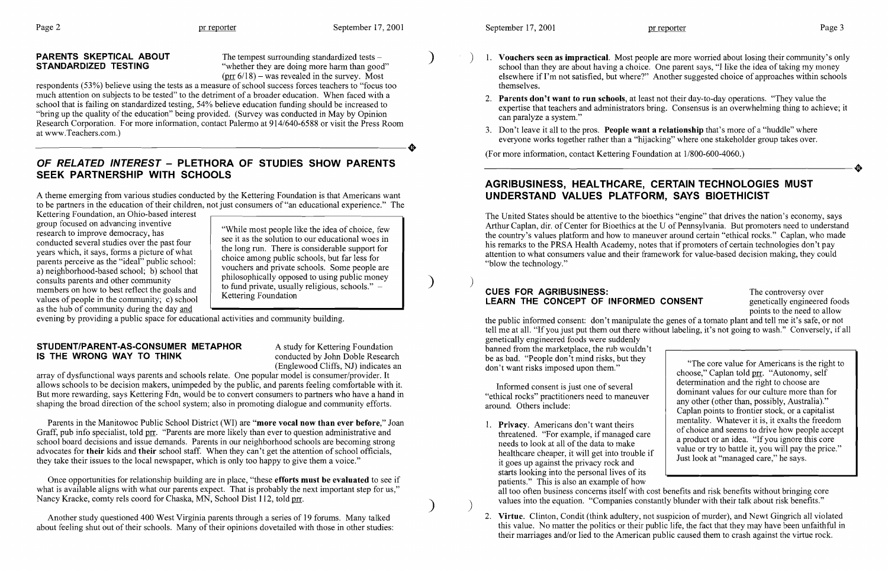## PARENTS SKEPTICAL ABOUT STANDARDIZED TESTING

The tempest surrounding standardized tests – "whether they are doing more harm than good" (prr 6/18) – was revealed in the survey. Most respondents (53%) believe using the tests as a measure of school success forces teachers to "focus too much attention on subjects to be tested" to the detriment of a broader education. When faced with a school that is failing on standardized testing, 54% believe education funding should be increased to "bring up the quality of the education" being provided. (Survey was conducted in May by Opinion Research Corporation. For more information, contact Palermo at 914/640-6588 or visit the Press Room at www.Teachers.com.)

---

## *OF RELATED INTEREST* – PLETHORA OF STUDIES SHOW PARENTS SEEK PARTNERSHIP WITH SCHOOLS

A theme emerging from various studies conducted by the Kettering Foundation is that Americans want to be partners in the education of their children, not just consumers of "an educational experience." The Kettering Foundation, an Ohio-based interest group focused on advancing inventive research to improve democracy, has conducted several studies over the past four years which, it says, forms a picture of what parents perceive as the "ideal" public school: a) neighborhood-based school; b) school that consults parents and other community members on how to best reflect the goals and values of people in the community; c) school as the hub of community during the day and evening by providing a public space for educational activities and community building.

> "While most people like the idea of choice, few see it as the solution to our educational woes in the long run. There is considerable support for choice among public schools, but far less for vouchers and private schools. Some people are philosophically opposed to using public money to fund private, usually religious, schools." – Kettering Foundation

### STUDENT/PARENT-AS-CONSUMER METAPHOR IS THE WRONG WAY TO THINK

A study for Kettering Foundation conducted by John Doble Research (Englewood Cliffs, NJ) indicates an array of dysfunctional ways parents and schools relate. One popular model is consumer/provider. It allows schools to be decision makers, unimpeded by the public, and parents feeling comfortable with it. But more rewarding, says Kettering Fdn, would be to convert consumers to partners who have a hand in shaping the broad direction of the school system; also in promoting dialogue and community efforts.

Parents in the Manitowoc Public School District (WI) are "**more vocal now than ever before**," Joan Graff, pub info specialist, told prr. "Parents are more likely than ever to question administrative and school board decisions and issue demands. Parents in our neighborhood schools are becoming strong advocates for **their** kids and **their** school staff. When they can't get the attention of school officials, they take their issues to the local newspaper, which is only too happy to give them a voice."

Once opportunities for relationship building are in place, "these **efforts must be evaluated** to see if what is available aligns with what our parents expect. That is probably the next important step for us," Nancy Kracke, comty rels coord for Chaska, MN, School Dist 112, told prr.

Another study questioned 400 West Virginia parents through a series of 19 forums. Many talked about feeling shut out of their schools. Many of their opinions dovetailed with those in other studies:

1. **Vouchers seen as impractical**. Most people are more worried about losing their community's only school than they are about having a choice. One parent says, "I like the idea of taking my money elsewhere if I'm not satisfied, but where?" Another suggested choice of approaches within schools themselves.
2. **Parents don't want to run schools**, at least not their day-to-day operations. "They value the expertise that teachers and administrators bring. Consensus is an overwhelming thing to achieve; it can paralyze a system."
3. Don't leave it all to the pros. **People want a relationship** that's more of a "huddle" where everyone works together rather than a "hijacking" where one stakeholder group takes over.

(For more information, contact Kettering Foundation at 1/800-600-4060.)

---

## AGRIBUSINESS, HEALTHCARE, CERTAIN TECHNOLOGIES MUST UNDERSTAND VALUES PLATFORM, SAYS BIOETHICIST

The United States should be attentive to the bioethics "engine" that drives the nation's economy, says Arthur Caplan, dir. of Center for Bioethics at the U of Pennsylvania. But promoters need to understand the country's values platform and how to maneuver around certain "ethical rocks." Caplan, who made his remarks to the PRSA Health Academy, notes that if promoters of certain technologies don't pay attention to what consumers value and their framework for value-based decision making, they could "blow the technology."

### CUES FOR AGRIBUSINESS: LEARN THE CONCEPT OF INFORMED CONSENT

The controversy over genetically engineered foods points to the need to allow the public informed consent: don't manipulate the genes of a tomato plant and tell me it's safe, or not tell me at all. "If you just put them out there without labeling, it's not going to wash." Conversely, if all genetically engineered foods were suddenly banned from the marketplace, the rub wouldn't be as bad. "People don't mind risks, but they don't want risks imposed upon them."

> "The core value for Americans is the right to choose," Caplan told prr. "Autonomy, self determination and the right to choose are dominant values for our culture more than for any other (other than, possibly, Australia)." Caplan points to frontier stock, or a capitalist mentality. Whatever it is, it exalts the freedom of choice and seems to drive how people accept a product or an idea. "If you ignore this core value or try to battle it, you will pay the price." Just look at "managed care," he says.

Informed consent is just one of several "ethical rocks" practitioners need to maneuver around. Others include:

1. **Privacy**. Americans don't want theirs threatened. "For example, if managed care needs to look at all of the data to make healthcare cheaper, it will get into trouble if it goes up against the privacy rock and starts looking into the personal lives of its patients." This is also an example of how all too often business concerns itself with cost benefits and risk benefits without bringing core values into the equation. "Companies constantly blunder with their talk about risk benefits."
2. **Virtue**. Clinton, Condit (think adultery, not suspicion of murder), and Newt Gingrich all violated this value. No matter the politics or their public life, the fact that they may have been unfaithful in their marriages and/or lied to the American public caused them to crash against the virtue rock.